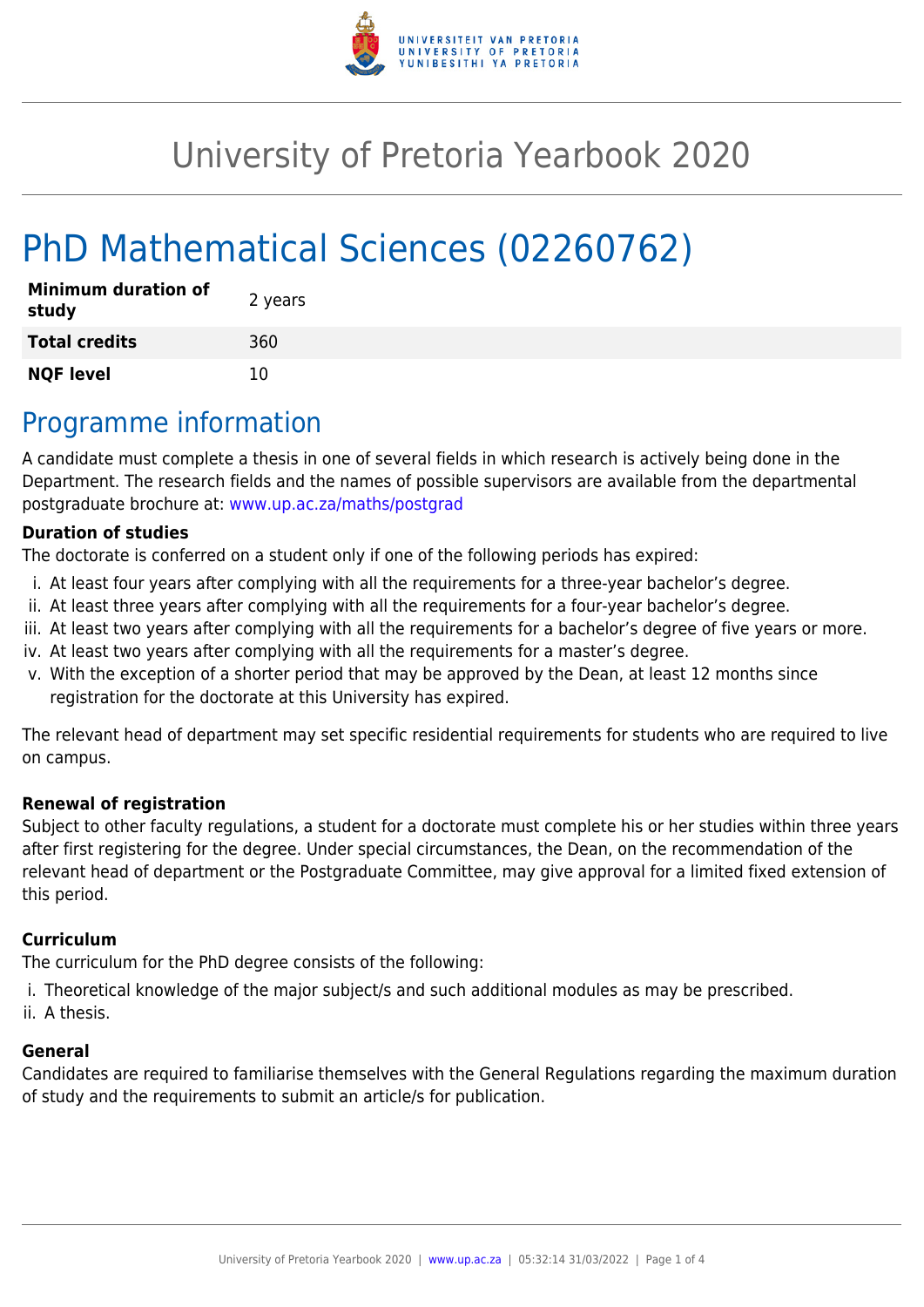# University of Pretoria Yearbook 2020

# PhD Mathematical Sciences (02260762)

| | |
|---|---|
| **Minimum duration of study** | 2 years |
| **Total credits** | 360 |
| **NQF level** | 10 |

## Programme information

A candidate must complete a thesis in one of several fields in which research is actively being done in the Department. The research fields and the names of possible supervisors are available from the departmental postgraduate brochure at: www.up.ac.za/maths/postgrad

**Duration of studies**

The doctorate is conferred on a student only if one of the following periods has expired:

i. At least four years after complying with all the requirements for a three-year bachelor's degree.
ii. At least three years after complying with all the requirements for a four-year bachelor's degree.
iii. At least two years after complying with all the requirements for a bachelor's degree of five years or more.
iv. At least two years after complying with all the requirements for a master's degree.
v. With the exception of a shorter period that may be approved by the Dean, at least 12 months since registration for the doctorate at this University has expired.

The relevant head of department may set specific residential requirements for students who are required to live on campus.

**Renewal of registration**

Subject to other faculty regulations, a student for a doctorate must complete his or her studies within three years after first registering for the degree. Under special circumstances, the Dean, on the recommendation of the relevant head of department or the Postgraduate Committee, may give approval for a limited fixed extension of this period.

**Curriculum**

The curriculum for the PhD degree consists of the following:

i. Theoretical knowledge of the major subject/s and such additional modules as may be prescribed.
ii. A thesis.

**General**

Candidates are required to familiarise themselves with the General Regulations regarding the maximum duration of study and the requirements to submit an article/s for publication.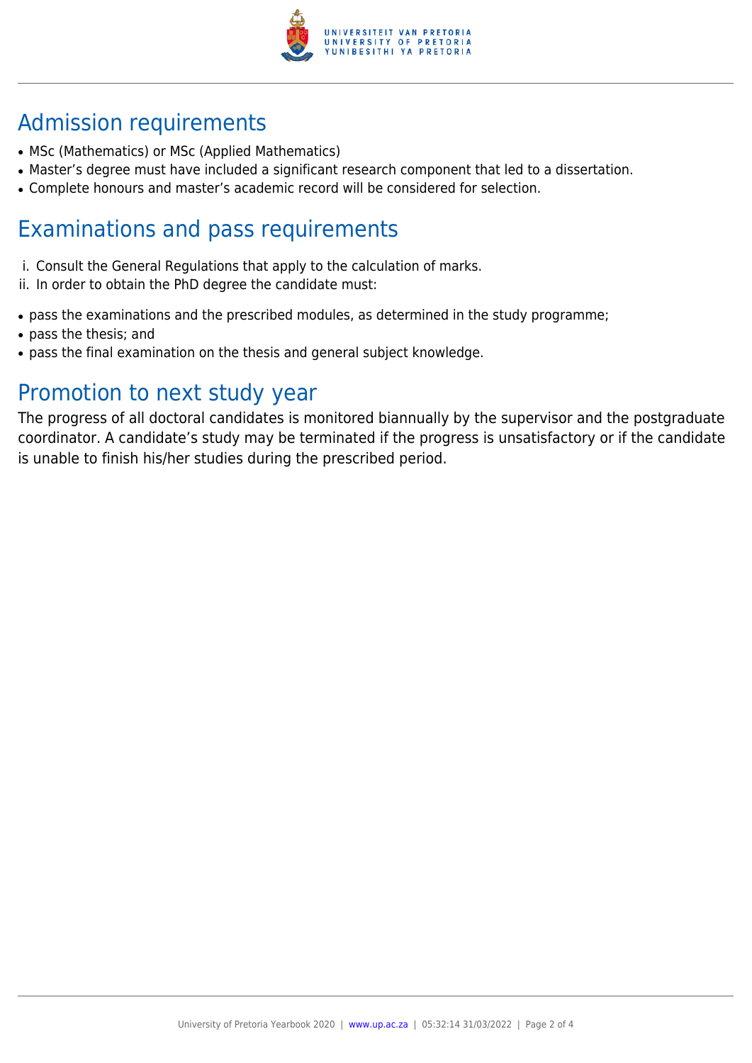## Admission requirements

- MSc (Mathematics) or MSc (Applied Mathematics)
- Master's degree must have included a significant research component that led to a dissertation.
- Complete honours and master's academic record will be considered for selection.

## Examinations and pass requirements

i. Consult the General Regulations that apply to the calculation of marks.
ii. In order to obtain the PhD degree the candidate must:

- pass the examinations and the prescribed modules, as determined in the study programme;
- pass the thesis; and
- pass the final examination on the thesis and general subject knowledge.

## Promotion to next study year

The progress of all doctoral candidates is monitored biannually by the supervisor and the postgraduate coordinator. A candidate's study may be terminated if the progress is unsatisfactory or if the candidate is unable to finish his/her studies during the prescribed period.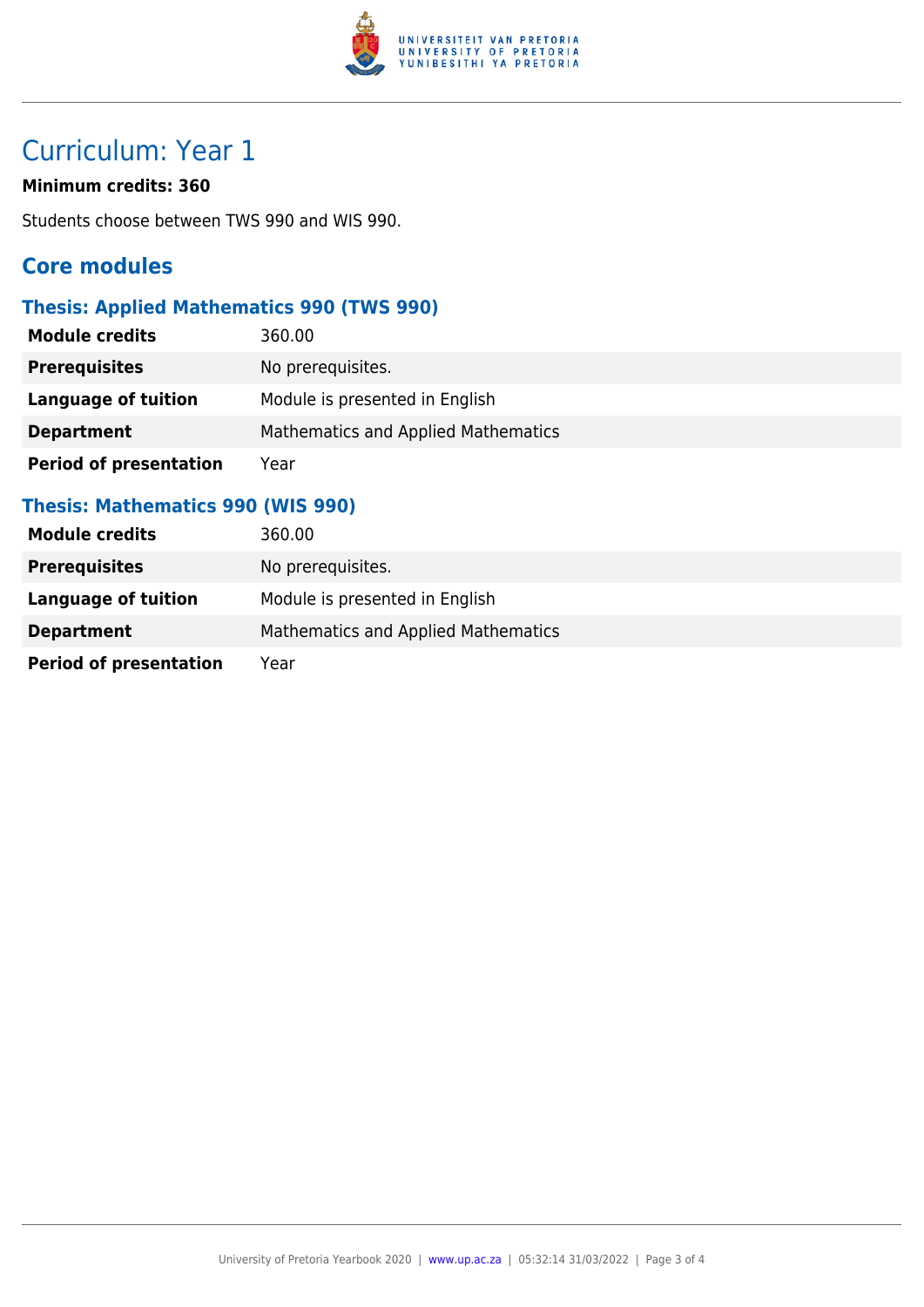# Curriculum: Year 1

**Minimum credits: 360**

Students choose between TWS 990 and WIS 990.

## Core modules

### Thesis: Applied Mathematics 990 (TWS 990)

| | |
|---|---|
| **Module credits** | 360.00 |
| **Prerequisites** | No prerequisites. |
| **Language of tuition** | Module is presented in English |
| **Department** | Mathematics and Applied Mathematics |
| **Period of presentation** | Year |

### Thesis: Mathematics 990 (WIS 990)

| | |
|---|---|
| **Module credits** | 360.00 |
| **Prerequisites** | No prerequisites. |
| **Language of tuition** | Module is presented in English |
| **Department** | Mathematics and Applied Mathematics |
| **Period of presentation** | Year |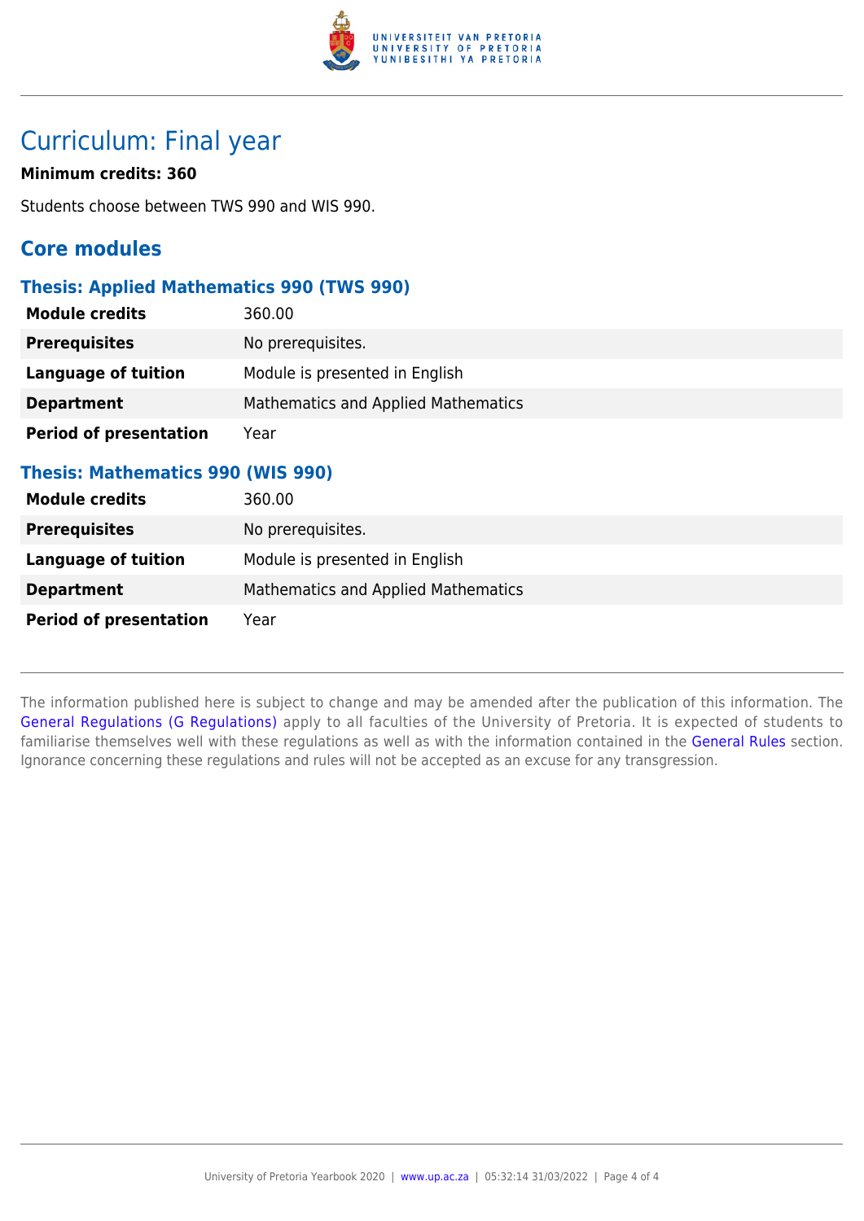# Curriculum: Final year

**Minimum credits: 360**

Students choose between TWS 990 and WIS 990.

## Core modules

### Thesis: Applied Mathematics 990 (TWS 990)

| | |
|---|---|
| **Module credits** | 360.00 |
| **Prerequisites** | No prerequisites. |
| **Language of tuition** | Module is presented in English |
| **Department** | Mathematics and Applied Mathematics |
| **Period of presentation** | Year |

### Thesis: Mathematics 990 (WIS 990)

| | |
|---|---|
| **Module credits** | 360.00 |
| **Prerequisites** | No prerequisites. |
| **Language of tuition** | Module is presented in English |
| **Department** | Mathematics and Applied Mathematics |
| **Period of presentation** | Year |

The information published here is subject to change and may be amended after the publication of this information. The General Regulations (G Regulations) apply to all faculties of the University of Pretoria. It is expected of students to familiarise themselves well with these regulations as well as with the information contained in the General Rules section. Ignorance concerning these regulations and rules will not be accepted as an excuse for any transgression.